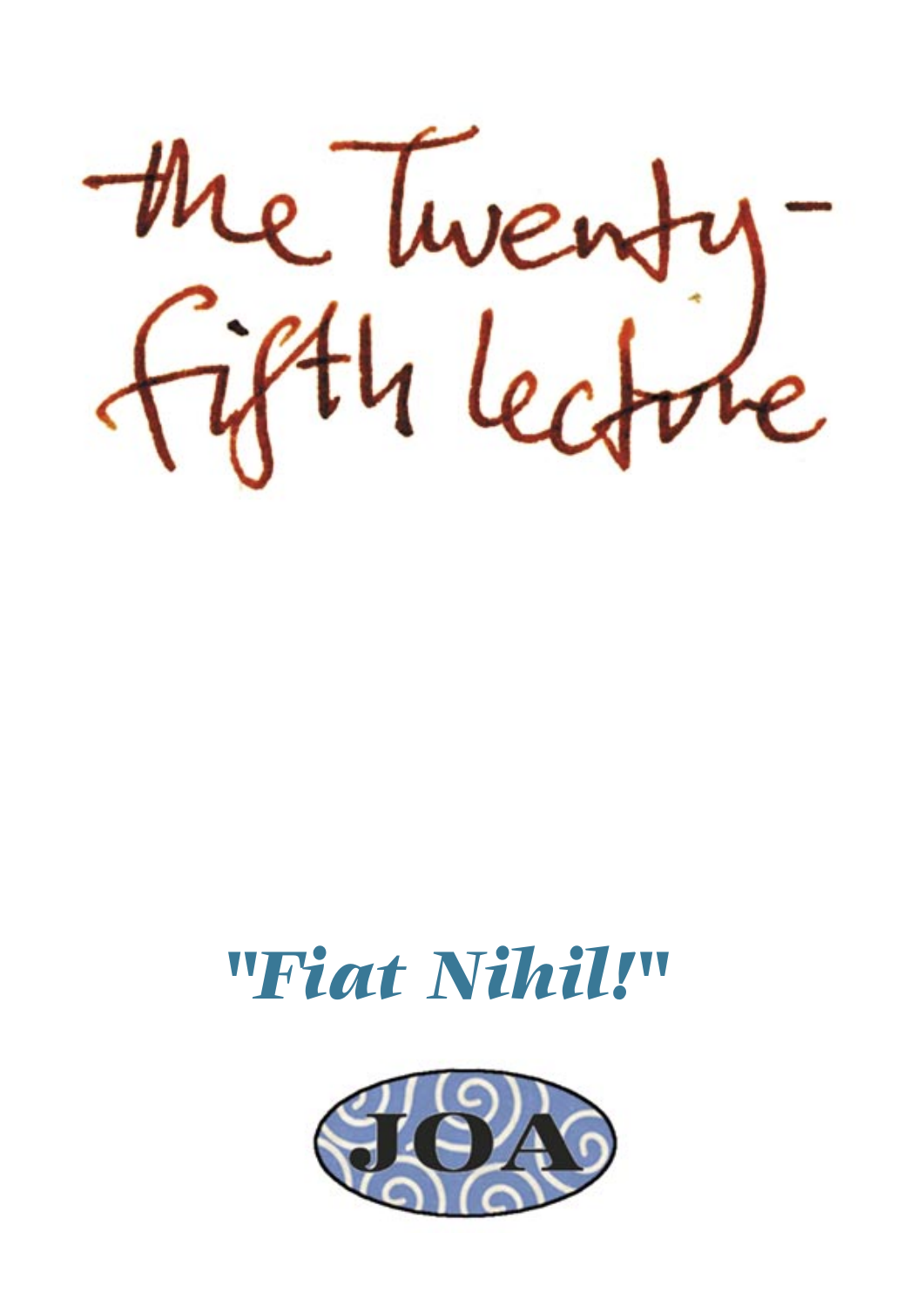# the Twenty-fifth lecture

## *"Fiat Nihil!"*

JOA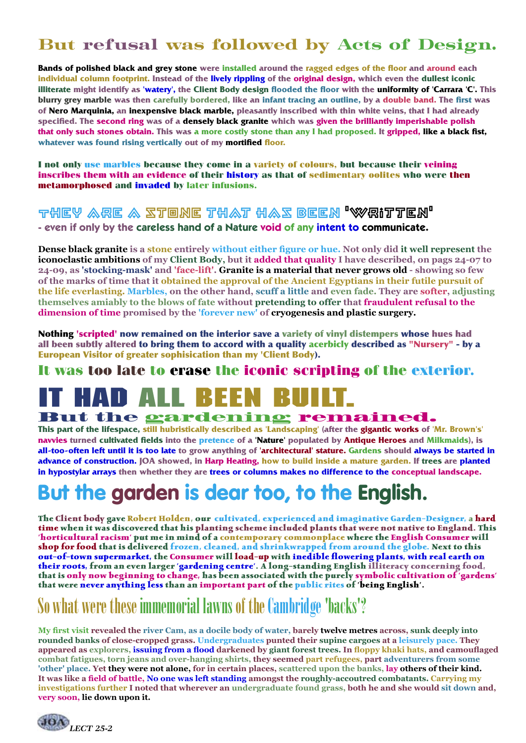# But refusal was followed by Acts of Design.

Bands of polished black and grey stone were installed around the ragged edges of the floor and around each individual column footprint. Instead of the lively rippling of the original design, which even the dullest iconic illiterate might identify as 'watery', the Client Body design flooded the floor with the uniformity of 'Carrara 'C'. This blurry grey marble was then carefully bordered, like an infant tracing an outline, by a double band. The first was of Nero Marquinia, an inexpensive black marble, pleasantly inscribed with thin white veins, that I had already specified. The second ring was of a densely black granite which was given the brilliantly imperishable polish that only such stones obtain. This was a more costly stone than any I had proposed. It gripped, like a black fist, whatever was found rising vertically out of my mortified floor.

I not only use marbles because they come in a variety of colours, but because their veining inscribes them with an evidence of their history as that of sedimentary oolites who were then metamorphosed and invaded by later infusions.

## THEY ARE A STONE THAT HAS BEEN 'WRITTEN'

- even if only by the careless hand of a Nature void of any intent to communicate.

Dense black granite is a stone entirely without either figure or hue. Not only did it well represent the iconoclastic ambitions of my Client Body, but it added that quality I have described, on pags 24-07 to 24-09, as 'stocking-mask' and 'face-lift'. Granite is a material that never grows old - showing so few of the marks of time that it obtained the approval of the Ancient Egyptians in their futile pursuit of the life everlasting. Marbles, on the other hand, scuff a little and even fade. They are softer, adjusting themselves amiably to the blows of fate without pretending to offer that fraudulent refusal to the dimension of time promised by the 'forever new' of cryogenesis and plastic surgery.

Nothing 'scripted' now remained on the interior save a variety of vinyl distempers whose hues had all been subtly altered to bring them to accord with a quality acerbicly described as "Nursery" - by a European Visitor of greater sophisication than my 'Client Body).

## It was too late to erase the iconic scripting of the exterior.

# IT HAD ALL BEEN BUILT.

## But the gardening remained.

This part of the lifespace, still hubristically described as 'Landscaping' (after the gigantic works of 'Mr. Brown's' navvies turned cultivated fields into the pretence of a 'Nature' populated by Antique Heroes and Milkmaids), is all-too-often left until it is too late to grow anything of 'architectural' stature. Gardens should always be started in advance of construction. JOA showed, in Harp Heating, how to build inside a mature garden. If trees are planted in hypostylar arrays then whether they are trees or columns makes no difference to the conceptual landscape.

# But the garden is dear too, to the English.

The Client body gave Robert Holden, our cultivated, experienced and imaginative Garden-Designer, a hard time when it was discovered that his planting scheme included plants that were not native to England. This 'horticultural racism' put me in mind of a contemporary commonplace where the English Consumer will shop for food that is delivered frozen, cleaned, and shrinkwrapped from around the globe. Next to this out-of-town supermarket, the Consumer will load-up with inedible flowering plants, with real earth on their roots, from an even larger 'gardening centre'. A long-standing English illiteracy concerning food, that is only now beginning to change, has been associated with the purely symbolic cultivation of 'gardens' that were never anything less than an important part of the public rites of 'being English'.

## So what were these immemorial lawns of the Cambridge 'backs'?

My first visit revealed the river Cam, as a docile body of water, barely twelve metres across, sunk deeply into rounded banks of close-cropped grass. Undergraduates punted their supine cargoes at a leisurely pace. They appeared as explorers, issuing from a flood darkened by giant forest trees. In floppy khaki hats, and camouflaged combat fatigues, torn jeans and over-hanging shirts, they seemed part refugees, part adventurers from some 'other' place. Yet they were not alone, for in certain places, scattered upon the banks, lay others of their kind. It was like a field of battle, No one was left standing amongst the roughly-accoutred combatants. Carrying my investigations further I noted that wherever an undergraduate found grass, both he and she would sit down and, very soon, lie down upon it.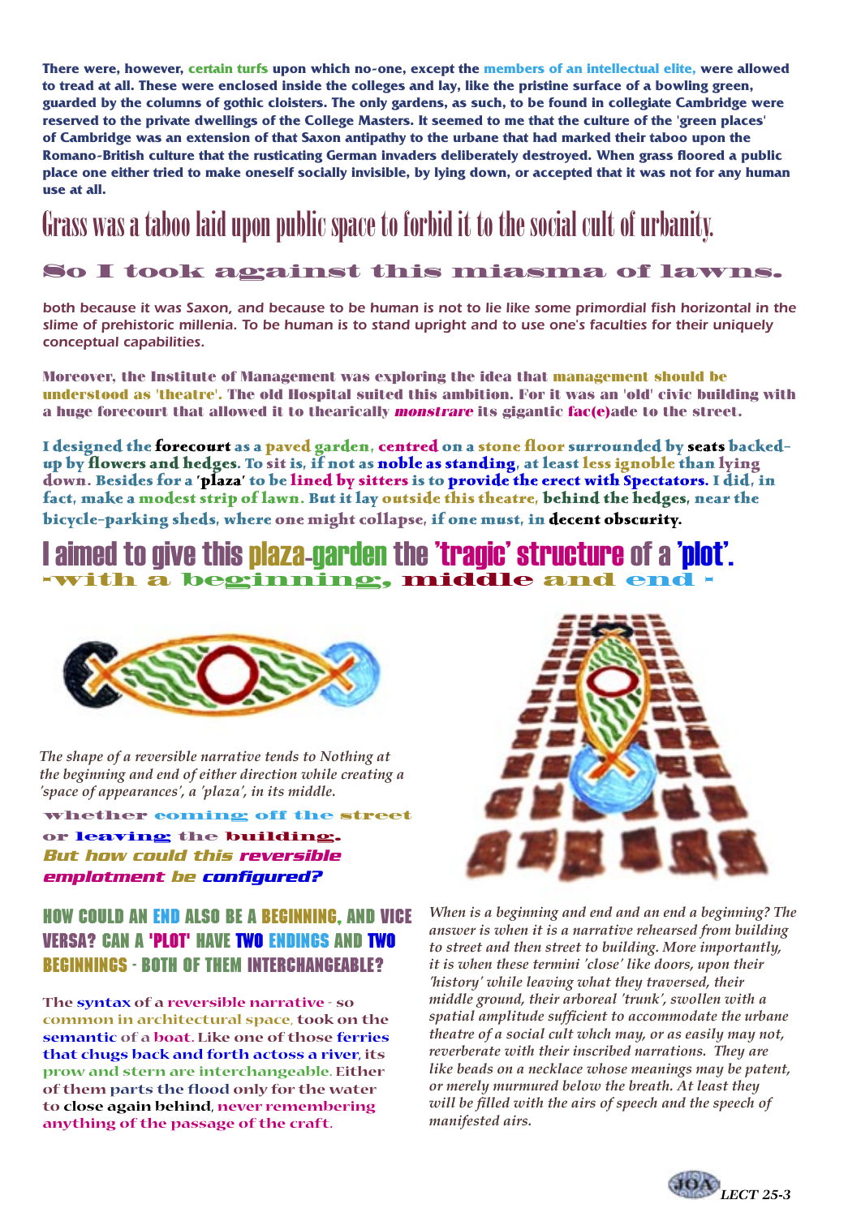**There were, however, certain turfs upon which no-one, except the members of an intellectual elite, were allowed to tread at all. These were enclosed inside the colleges and lay, like the pristine surface of a bowling green, guarded by the columns of gothic cloisters. The only gardens, as such, to be found in collegiate Cambridge were reserved to the private dwellings of the College Masters. It seemed to me that the culture of the 'green places' of Cambridge was an extension of that Saxon antipathy to the urbane that had marked their taboo upon the Romano-British culture that the rusticating German invaders deliberately destroyed. When grass floored a public place one either tried to make oneself socially invisible, by lying down, or accepted that it was not for any human use at all.**

## Grass was a taboo laid upon public space to forbid it to the social cult of urbanity.

### So I took against this miasma of lawns.

*both because it was Saxon, and because to be human is not to lie like some primordial fish horizontal in the slime of prehistoric millenia. To be human is to stand upright and to use one's faculties for their uniquely conceptual capabilities.*

**Moreover, the Institute of Management was exploring the idea that management should be understood as 'theatre'. The old Hospital suited this ambition. For it was an 'old' civic building with a huge forecourt that allowed it to thearically *monstrare* its gigantic fac(e)ade to the street.**

**I designed the forecourt as a paved garden, centred on a stone floor surrounded by seats backed-up by flowers and hedges. To sit is, if not as noble as standing, at least less ignoble than lying down. Besides for a 'plaza' to be lined by sitters is to provide the erect with Spectators. I did, in fact, make a modest strip of lawn. But it lay outside this theatre, behind the hedges, near the bicycle-parking sheds, where one might collapse, if one must, in decent obscurity.**

## I aimed to give this plaza-garden the 'tragic' structure of a 'plot'.
### -with a beginning, middle and end -

*The shape of a reversible narrative tends to Nothing at the beginning and end of either direction while creating a 'space of appearances', a 'plaza', in its middle.*

**whether coming off the street or leaving the building.**
***But how could this reversible emplotment be configured?***

### HOW COULD AN END ALSO BE A BEGINNING, AND VICE VERSA? CAN A 'PLOT' HAVE TWO ENDINGS AND TWO BEGINNINGS - BOTH OF THEM INTERCHANGEABLE?

**The syntax of a reversible narrative - so common in architectural space, took on the semantic of a boat. Like one of those ferries that chugs back and forth actoss a river, its prow and stern are interchangeable. Either of them parts the flood only for the water to close again behind, never remembering anything of the passage of the craft.**

*When is a beginning and end and an end a beginning? The answer is when it is a narrative rehearsed from building to street and then street to building. More importantly, it is when these termini 'close' like doors, upon their 'history' while leaving what they traversed, their middle ground, their arboreal 'trunk', swollen with a spatial amplitude sufficient to accommodate the urbane theatre of a social cult whch may, or as easily may not, reverberate with their inscribed narrations. They are like beads on a necklace whose meanings may be patent, or merely murmured below the breath. At least they will be filled with the airs of speech and the speech of manifested airs.*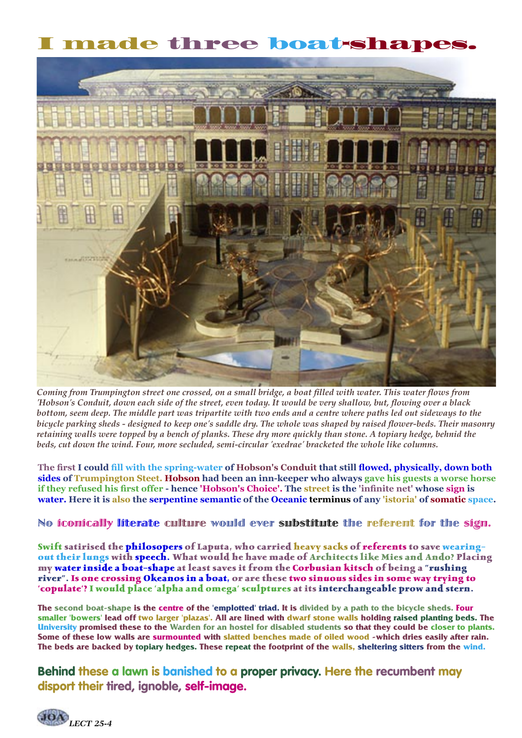# I made three boat-shapes.

*Coming from Trumpington street one crossed, on a small bridge, a boat filled with water. This water flows from 'Hobson's Conduit, down each side of the street, even today. It would be very shallow, but, flowing over a black bottom, seem deep. The middle part was tripartite with two ends and a centre where paths led out sideways to the bicycle parking sheds - designed to keep one's saddle dry. The whole was shaped by raised flower-beds. Their masonry retaining walls were topped by a bench of planks. These dry more quickly than stone. A topiary hedge, behnid the beds, cut down the wind. Four, more secluded, semi-circular 'exedrae' bracketed the whole like columns.*

**The first I could fill with the spring-water of Hobson's Conduit that still flowed, physically, down both sides of Trumpington Steet. Hobson had been an inn-keeper who always gave his guests a worse horse if they refused his first offer - hence 'Hobson's Choice'. The street is the 'infinite net' whose sign is water. Here it is also the serpentine semantic of the Oceanic terminus of any 'istoria' of somatic space.**

**No iconically literate culture would ever substitute the referent for the sign.**

**Swift satirised the philosopers of Laputa, who carried heavy sacks of referents to save wearing-out their lungs with speech. What would he have made of Architects like Mies and Ando? Placing my water inside a boat-shape at least saves it from the Corbusian kitsch of being a "rushing river". Is one crossing Okeanos in a boat, or are these two sinuous sides in some way trying to 'copulate'? I would place 'alpha and omega' sculptures at its interchangeable prow and stern.**

**The second boat-shape is the centre of the 'emplotted' triad. It is divided by a path to the bicycle sheds. Four smaller 'bowers' lead off two larger 'plazas'. All are lined with dwarf stone walls holding raised planting beds. The University promised these to the Warden for an hostel for disabled students so that they could be closer to plants. Some of these low walls are surmounted with slatted benches made of oiled wood -which dries easily after rain. The beds are backed by topiary hedges. These repeat the footprint of the walls, sheltering sitters from the wind.**

**Behind these a lawn is banished to a proper privacy. Here the recumbent may disport their tired, ignoble, self-image.**

*LECT 25-4*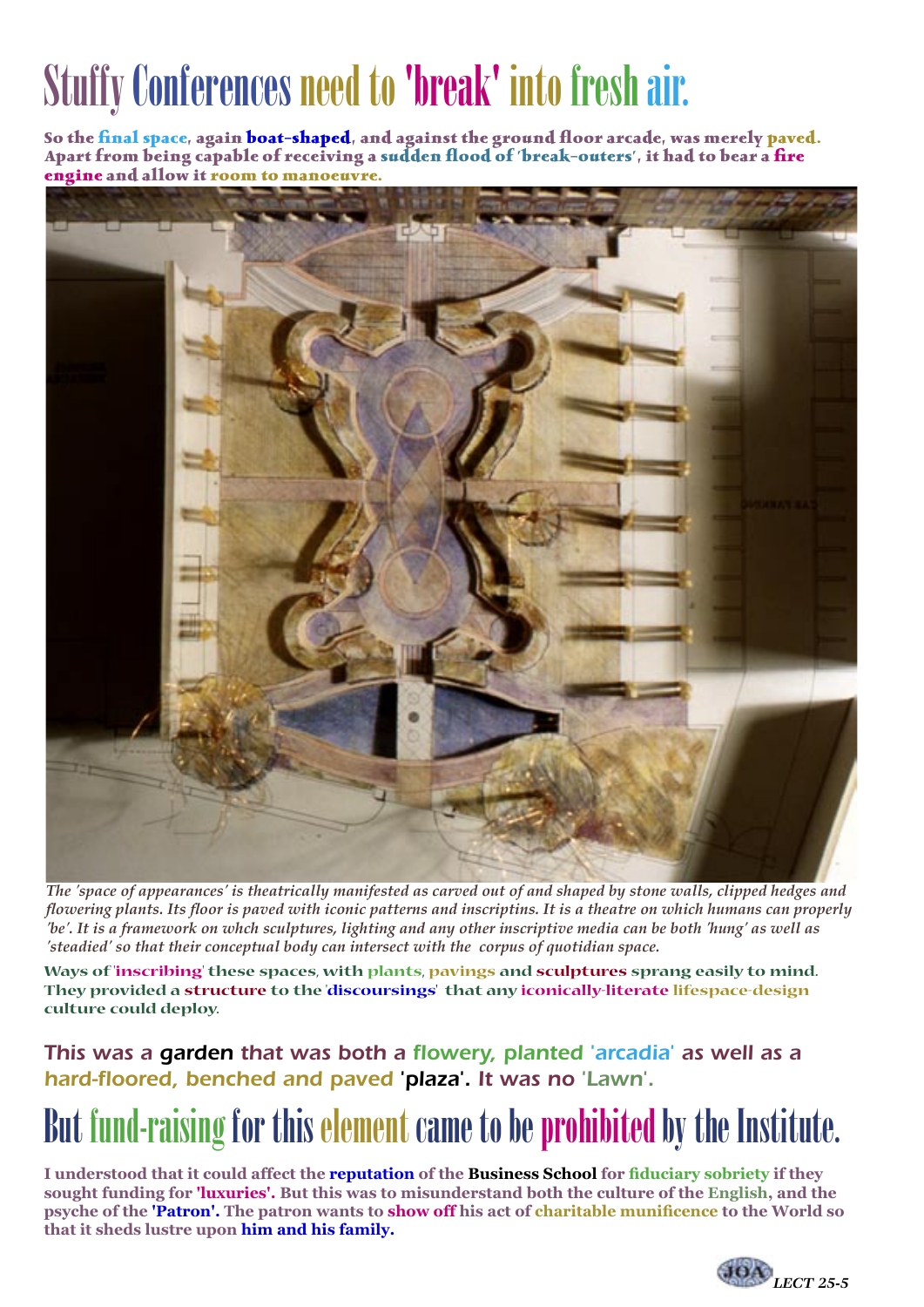# Stuffy Conferences need to 'break' into fresh air.

**So the final space, again boat-shaped, and against the ground floor arcade, was merely paved. Apart from being capable of receiving a sudden flood of 'break-outers', it had to bear a fire engine and allow it room to manoeuvre.**

*The 'space of appearances' is theatrically manifested as carved out of and shaped by stone walls, clipped hedges and flowering plants. Its floor is paved with iconic patterns and inscriptins. It is a theatre on which humans can properly 'be'. It is a framework on whch sculptures, lighting and any other inscriptive media can be both 'hung' as well as 'steadied' so that their conceptual body can intersect with the corpus of quotidian space.*

**Ways of 'inscribing' these spaces, with plants, pavings and sculptures sprang easily to mind. They provided a structure to the 'discoursings' that any iconically-literate lifespace-design culture could deploy.**

This was a garden that was both a flowery, planted 'arcadia' as well as a hard-floored, benched and paved 'plaza'. It was no 'Lawn'.

# But fund-raising for this element came to be prohibited by the Institute.

**I understood that it could affect the reputation of the Business School for fiduciary sobriety if they sought funding for 'luxuries'. But this was to misunderstand both the culture of the English, and the psyche of the 'Patron'. The patron wants to show off his act of charitable munificence to the World so that it sheds lustre upon him and his family.**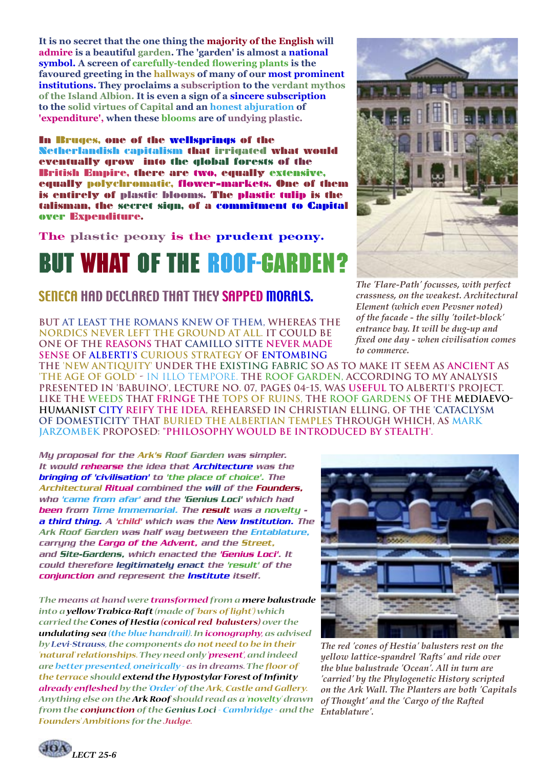It is no secret that the one thing the majority of the English will admire is a beautiful garden. The 'garden' is almost a national symbol. A screen of carefully-tended flowering plants is the favoured greeting in the hallways of many of our most prominent institutions. They proclaims a subscription to the verdant mythos of the Island Albion. It is even a sign of a sincere subscription to the solid virtues of Capital and an honest abjuration of 'expenditure', when these blooms are of undying plastic.

In Bruges, one of the wellsprings of the Netherlandish capitalism that irrigated what would eventually grow into the global forests of the British Empire, there are two, equally extensive, equally polychromatic, flower-markets. One of them is entirely of plastic blooms. The plastic tulip is the talisman, the secret sign, of a commitment to Capital over Expenditure.

The plastic peony is the prudent peony.

# BUT WHAT OF THE ROOF-GARDEN?

## SENECA HAD DECLARED THAT THEY SAPPED MORALS.

BUT AT LEAST THE ROMANS KNEW OF THEM, WHEREAS THE NORDICS NEVER LEFT THE GROUND AT ALL. IT COULD BE ONE OF THE REASONS THAT CAMILLO SITTE NEVER MADE SENSE OF ALBERTI'S CURIOUS STRATEGY OF ENTOMBING THE 'NEW ANTIQUITY' UNDER THE EXISTING FABRIC SO AS TO MAKE IT SEEM AS ANCIENT AS 'THE AGE OF GOLD' - IN ILLO TEMPORE. THE ROOF GARDEN, ACCORDING TO MY ANALYSIS PRESENTED IN 'BABUINO', LECTURE NO. 07, PAGES 04-15, WAS USEFUL TO ALBERTI'S PROJECT. LIKE THE WEEDS THAT FRINGE THE TOPS OF RUINS, THE ROOF GARDENS OF THE MEDIAEVO-HUMANIST CITY REIFY THE IDEA, REHEARSED IN CHRISTIAN ELLING, OF THE 'CATACLYSM OF DOMESTICITY' THAT BURIED THE ALBERTIAN TEMPLES THROUGH WHICH, AS MARK JARZOMBEK PROPOSED: "PHILOSOPHY WOULD BE INTRODUCED BY STEALTH".

*The 'Flare-Path' focusses, with perfect crassness, on the weakest. Architectural Element (which even Pevsner noted) of the facade - the silly 'toilet-block' entrance bay. It will be dug-up and fixed one day - when civilisation comes to commerce.*

*My proposal for the **Ark's Roof Garden** was simpler. It would **rehearse** the idea that **Architecture** was the **bringing of 'civilisation'** to **'the place of choice'**. The **Architectural Ritual** combined the **will** of the **Founders**, who **'came from afar'** and the **'Genius Loci'** which had **been** from **Time Immemorial**. The **result** was a **novelty - a third thing**. A **'child'** which was the **New Institution**. The **Ark Roof Garden** was half way between the **Entablature**, carryng the **Cargo of the Advent**, and the **Street**, and **Site-Gardens**, which enacted the **'Genius Loci'**. It could therefore **legitimately enact** the **'result'** of the **conjunction** and represent the **Institute** itself.*

*The means at hand were **transformed** from a **mere balustrade** into a **yellow Trabica-Raft** (made of 'bars of light') which carried the **Cones of Hestia** (**conical red balusters**) over the **undulating sea** (the blue handrail). In **iconography**, as advised by **Levi-Strauss**, the components do **not need to be in their 'natural' relationships**. They need only **'present'**, and indeed are **better presented**, **oneirically** - as in dreams. The **floor of the terrace** should **extend the Hypostylar Forest of Infinity already enfleshed** by the **'Order'** of the **Ark, Castle and Gallery**. Anything else on the **Ark Roof** should read as a **'novelty'** drawn from the **conjunction** of the **Genius Loci** - **Cambridge** - and the **Founders' Ambitions** for the **Judge**.*

*The red 'cones of Hestia' balusters rest on the yellow lattice-spandrel 'Rafts' and ride over the blue balustrade 'Ocean'. All in turn are 'carried' by the Phylogenetic History scripted on the Ark Wall. The Planters are both 'Capitals of Thought' and the 'Cargo of the Rafted Entablature'.*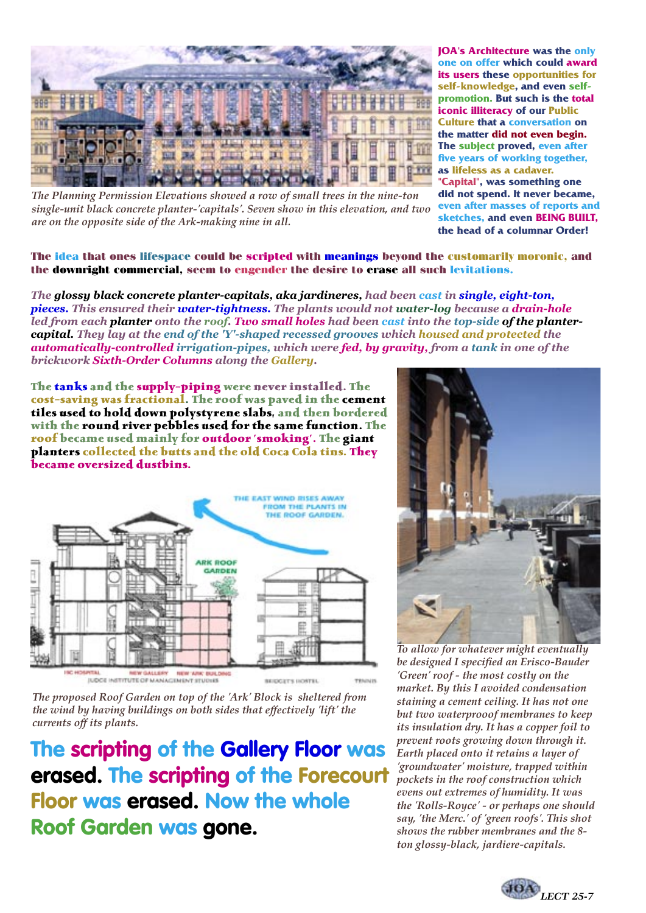*The Planning Permission Elevations showed a row of small trees in the nine-ton single-unit black concrete planter-'capitals'. Seven show in this elevation, and two are on the opposite side of the Ark-making nine in all.*

**JOA's Architecture was the only one on offer which could award its users these opportunities for self-knowledge, and even self-promotion. But such is the total iconic illiteracy of our Public Culture that a conversation on the matter did not even begin. The subject proved, even after five years of working together, as lifeless as a cadaver. "Capital", was something one did not spend. It never became, even after masses of reports and sketches, and even BEING BUILT, the head of a columnar Order!**

**The idea that ones lifespace could be scripted with meanings beyond the customarily moronic, and the downright commercial, seem to engender the desire to erase all such levitations.**

*The **glossy black concrete planter-capitals, aka jardineres,** had been cast in **single, eight-ton, pieces.** This ensured their **water-tightness.** The plants would not **water-log** because a **drain-hole led from each planter** onto the **roof.** **Two small holes** had been cast into the **top-side of the planter-capital.** They lay at the **end of the 'Y'-shaped recessed grooves** which housed and protected the **automatically-controlled irrigation-pipes,** which were **fed, by gravity,** from a **tank** in one of the brickwork **Sixth-Order Columns** along the **Gallery.***

**The tanks and the supply-piping were never installed. The cost-saving was fractional. The roof was paved in the cement tiles used to hold down polystyrene slabs, and then bordered with the round river pebbles used for the same function. The roof became used mainly for outdoor 'smoking'. The giant planters collected the butts and the old Coca Cola tins. They became oversized dustbins.**

THE EAST WIND RISES AWAY FROM THE PLANTS IN THE ROOF GARDEN.

ARK ROOF GARDEN

IIC HOSPITAL — NEW GALLERY — NEW 'ARK' BUILDING — JUDGE INSTITUTE OF MANAGEMENT STUDIES — BRIDGET'S HOSTEL — TENNIS

*The proposed Roof Garden on top of the 'Ark' Block is sheltered from the wind by having buildings on both sides that effectively 'lift' the currents off its plants.*

## The scripting of the Gallery Floor was erased. The scripting of the Forecourt Floor was erased. Now the whole Roof Garden was gone.

*To allow for whatever might eventually be designed I specified an Erisco-Bauder 'Green' roof - the most costly on the market. By this I avoided condensation staining a cement ceiling. It has not one but two waterprooof membranes to keep its insulation dry. It has a copper foil to prevent roots growing down through it. Earth placed onto it retains a layer of 'groundwater' moisture, trapped within pockets in the roof construction which evens out extremes of humidity. It was the 'Rolls-Royce' - or perhaps one should say, 'the Merc.' of 'green roofs'. This shot shows the rubber membranes and the 8-ton glossy-black, jardiere-capitals.*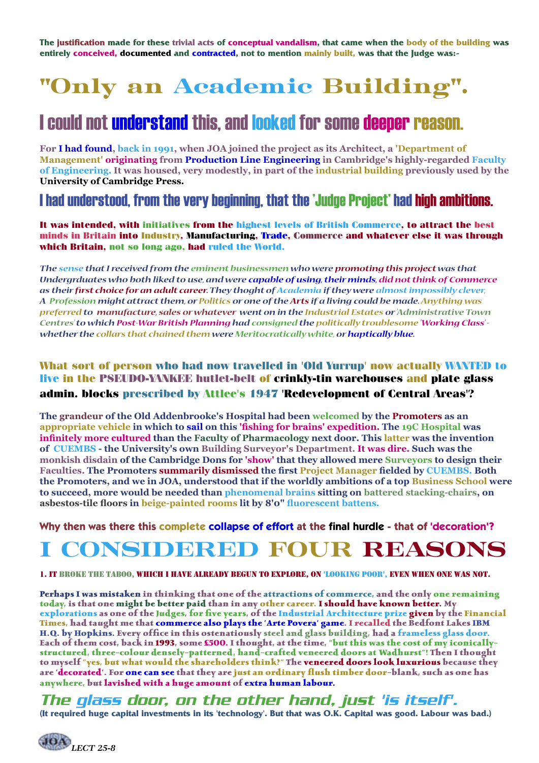**The justification made for these trivial acts of conceptual vandalism, that came when the body of the building was entirely conceived, documented and contracted, not to mention mainly built, was that the Judge was:-**

# "Only an Academic Building".

## I could not understand this, and looked for some deeper reason.

**For I had found, back in 1991, when JOA joined the project as its Architect, a 'Department of Management' originating from Production Line Engineering in Cambridge's highly-regarded Faculty of Engineering. It was housed, very modestly, in part of the industrial building previously used by the University of Cambridge Press.**

## I had understood, from the very beginning, that the 'Judge Project' had high ambitions.

**It was intended, with initiatives from the highest levels of British Commerce, to attract the best minds in Britain into Industry, Manufacturing, Trade, Commerce and whatever else it was through which Britain, not so long ago, had ruled the World.**

*The sense that I received from the eminent businessmen who were promoting this project was that Undergrduates who both liked to use, and were capable of using, their minds, did not think of Commerce as their first choice for an adult career. They thoght of Academia if they were almost impossibly clever, A Profession might attract them, or Politics or one of the Arts if a living could be made. Anything was preferred to manufacture, sales or whatever went on in the Industrial Estates or 'Administrative Town Centres' to which Post-War British Planning had consigned the politically troublesome 'Working Class' - whether the collars that chained them were Meritocratically white, or haptically blue.*

**What sort of person who had now travelled in 'Old Yurrup' now actually WANTED to live in the PSEUDO-YANKEE hutlet-belt of crinkly-tin warehouses and plate glass admin. blocks prescribed by Attlee's 1947 'Redevelopment of Central Areas'?**

**The grandeur of the Old Addenbrooke's Hospital had been welcomed by the Promoters as an appropriate vehicle in which to sail on this 'fishing for brains' expedition. The 19C Hospital was infinitely more cultured than the Faculty of Pharmacology next door. This latter was the invention of CUEMBS - the University's own Building Surveyor's Department. It was dire. Such was the monkish disdain of the Cambridge Dons for 'show' that they allowed mere Surveyors to design their Faculties. The Promoters summarily dismissed the first Project Manager fielded by CUEMBS. Both the Promoters, and we in JOA, understood that if the worldly ambitions of a top Business School were to succeed, more would be needed than phenomenal brains sitting on battered stacking-chairs, on asbestos-tile floors in beige-painted rooms lit by 8'0" fluorescent battens.**

**Why then was there this complete collapse of effort at the final hurdle - that of 'decoration'?**

# I CONSIDERED FOUR REASONS

**1. IT BROKE THE TABOO, WHICH I HAVE ALREADY BEGUN TO EXPLORE, ON 'LOOKING POOR', EVEN WHEN ONE WAS NOT.**

**Perhaps I was mistaken in thinking that one of the attractions of commerce, and the only one remaining today, is that one might be better paid than in any other career. I should have known better. My explorations as one of the Judges, for five years, of the Industrial Architecture prize given by the Financial Times, had taught me that commerce also plays the 'Arte Povera' game. I recalled the Bedfont Lakes IBM H.Q. by Hopkins. Every office in this ostenatiously steel and glass building, had a frameless glass door. Each of them cost, back in 1993, some £500. I thought, at the time, "but this was the cost of my iconically-structured, three-colour densely-patterned, hand-crafted veneered doors at Wadhurst"! Then I thought to myself "yes, but what would the shareholders think?" The veneered doors look luxurious because they are 'decorated'. For one can see that they are just an ordinary flush timber door-blank, such as one has anywhere, but lavished with a huge amount of extra human labour.**

## *The glass door, on the other hand, just 'is itself'.*

**(It required huge capital investments in its 'technology'. But that was O.K. Capital was good. Labour was bad.)**

*LECT 25-8*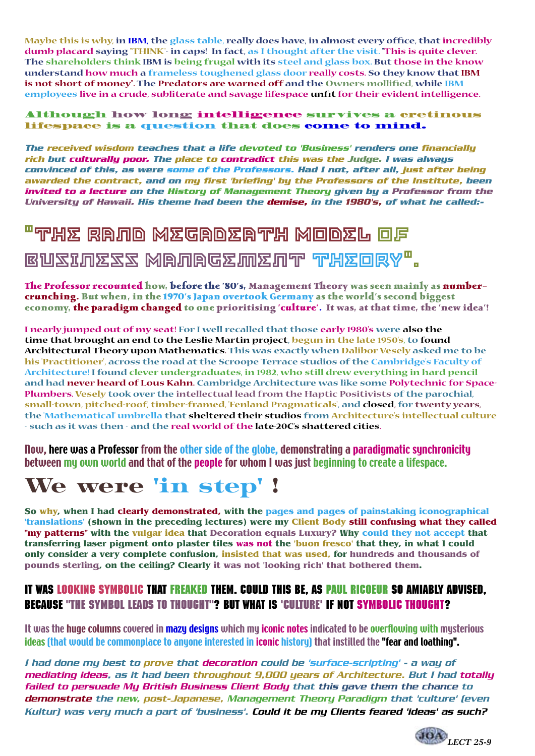Maybe this is why, in IBM, the glass table, really does have, in almost every office, that incredibly dumb placard saying "THINK"- in caps! In fact, as I thought after the visit. "This is quite clever. The shareholders think IBM is being frugal with its steel and glass box. But those in the know understand how much a frameless toughened glass door really costs. So they know that IBM is not short of money". The Predators are warned off and the Owners mollified, while IBM employees live in a crude, subliterate and savage lifespace unfit for their evident intelligence.

**Although how long intelligence survives a cretinous lifespace is a question that does come to mind.**

***The received wisdom teaches that a life devoted to 'Business' renders one financially rich but culturally poor. The place to contradict this was the Judge. I was always convinced of this, as were some of the Professors. Had I not, after all, just after being awarded the contract, and on my first 'briefing' by the Professors of the Institute, been invited to a lecture on the History of Management Theory given by a Professor from the University of Hawaii. His theme had been the demise, in the 1980's, of what he called:-***

# "THE RAND MEGADEATH MODEL OF BUSINESS MANAGEMENT THEORY".

**The Professor recounted how, before the '80's, Management Theory was seen mainly as number-crunching. But when, in the 1970's Japan overtook Germany as the world's second biggest economy, the paradigm changed to one prioritising 'culture'. It was, at that time, the 'new idea'!**

I nearly jumped out of my seat! For I well recalled that those early 1980's were also the time that brought an end to the Leslie Martin project, begun in the late 1950's, to found Architectural Theory upon Mathematics. This was exactly when Dalibor Vesely asked me to be his 'Practitioner', across the road at the Scroope Terrace studios of the Cambridge's Faculty of Architecture! I found clever undergraduates, in 1982, who still drew everything in hard pencil and had never heard of Lous Kahn. Cambridge Architecture was like some Polytechnic for Space-Plumbers. Vesely took over the intellectual lead from the Haptic Positivists of the parochial, small-town, pitched-roof, timber-framed, 'Fenland Pragmaticals', and closed, for twenty years, the 'Mathematical' umbrella that sheltered their studios from Architecture's intellectual culture - such as it was then - and the real world of the late-20C's shattered cities.

**Now, here was a Professor from the other side of the globe, demonstrating a paradigmatic synchronicity between my own world and that of the people for whom I was just beginning to create a lifespace.**

# We were 'in step' !

**So why, when I had clearly demonstrated, with the pages and pages of painstaking iconographical 'translations' (shown in the preceding lectures) were my Client Body still confusing what they called "my patterns" with the vulgar idea that Decoration equals Luxury? Why could they not accept that transferring laser pigment onto plaster tiles was not the 'buon fresco' that they, in what I could only consider a very complete confusion, insisted that was used, for hundreds and thousands of pounds sterling, on the ceiling? Clearly it was not 'looking rich' that bothered them.**

**IT WAS LOOKING SYMBOLIC THAT FREAKED THEM. COULD THIS BE, AS PAUL RICOEUR SO AMIABLY ADVISED, BECAUSE "THE SYMBOL LEADS TO THOUGHT"? BUT WHAT IS 'CULTURE' IF NOT SYMBOLIC THOUGHT?**

It was the huge columns covered in mazy designs which my iconic notes indicated to be overflowing with mysterious ideas (that would be commonplace to anyone interested in iconic history) that instilled the **"fear and loathing".**

*I had done my best to prove that decoration could be 'surface-scripting' - a way of mediating ideas, as it had been throughout 9,000 years of Architecture. But I had totally failed to persuade My British Business Client Body that this gave them the chance to demonstrate the new, post-Japanese, Management Theory Paradigm that 'culture' (even Kultur) was very much a part of 'business'. **Could it be my Clients feared 'ideas' as such?***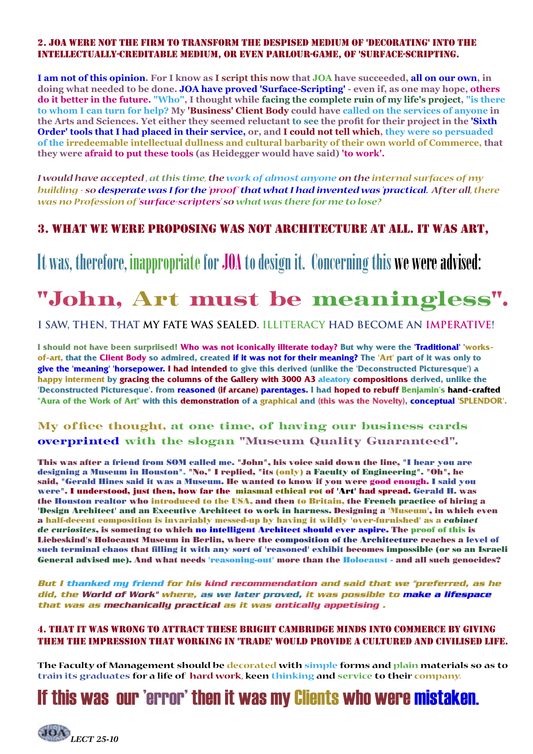## 2. JOA WERE NOT THE FIRM TO TRANSFORM THE DESPISED MEDIUM OF 'DECORATING' INTO THE INTELLECTUALLY-CREDITABLE MEDIUM, OR EVEN PARLOUR-GAME, OF 'SURFACE-SCRIPTING.

**I am not of this opinion. For I know as I script this now that JOA have succeeded, all on our own, in doing what needed to be done. JOA have proved 'Surface-Scripting' - even if, as one may hope, others do it better in the future. "Who", I thought while facing the complete ruin of my life's project, "is there to whom I can turn for help? My 'Business' Client Body could have called on the services of anyone in the Arts and Sciences. Yet either they seemed reluctant to see the profit for their project in the 'Sixth Order' tools that I had placed in their service, or, and I could not tell which, they were so persuaded of the irredeemable intellectual dullness and cultural barbarity of their own world of Commerce, that they were afraid to put these tools (as Heidegger would have said) 'to work'.**

*I would have accepted , at this time, the work of almost anyone on the internal surfaces of my building - so desperate was I for the 'proof' that what I had invented was 'practical'. After all, there was no Profession of 'surface-scripters' so what was there for me to lose?*

## 3. WHAT WE WERE PROPOSING WAS NOT ARCHITECTURE AT ALL. IT WAS ART,

# It was, therefore, inappropriate for JOA to design it. Concerning this we were advised:

# "John, Art must be meaningless".

### I SAW, THEN, THAT MY FATE WAS SEALED. ILLITERACY HAD BECOME AN IMPERATIVE!

**I should not have been surpriised! Who was not iconically illterate today? But why were the 'Traditional' 'works-of-art, that the Client Body so admired, created if it was not for their meaning? The 'Art' part of it was only to give the 'meaning' 'horsepower. I had intended to give this derived (unlike the 'Deconstructed Picturesque') a happy interment by gracing the columns of the Gallery with 3000 A3 aleatory compositions derived, unlike the 'Deconstructed Picturesque'. from reasoned (if arcane) parentages. I had hoped to rebuff Benjamin's hand-crafted "Aura of the Work of Art" with this demonstration of a graphical and (this was the Novelty), conceptual 'SPLENDOR'.**

### My office thought, at one time, of having our business cards overprinted with the slogan "Museum Quality Guaranteed".

**This was after a friend from SOM called me. "John", his voice said down the line, "I hear you are designing a Museum in Houston". "No," I replied, "its (only) a Faculty of Engineering". "Oh", he said, "Gerald Hines said it was a Museum. He wanted to know if you were good enough. I said you were". I understood, just then, how far the miasmal ethical rot of 'Art' had spread. Gerald H. was the Houston realtor who introduced to the USA, and then to Britain, the French practice of hiring a 'Design Architect' and an Executive Architect to work in harness. Designing a 'Museum', in which even a half-decent composition is invariably messed-up by having it wildly 'over-furnished' as a *cabinet de curiosites*, is someting to which no intelligent Architect should ever aspire. The proof of this is Liebeskind's Holocaust Museum in Berlin, where the composition of the Architecture reaches a level of such terminal chaos that filling it with any sort of 'reasoned' exhibit becomes impossible (or so an Israeli General advised me). And what needs 'reasoning-out' more than the Holocaust - and all such genocides?**

***But I thanked my friend for his kind recommendation and said that we "preferred, as he did, the World of Work" where, as we later proved, it was possible to make a lifespace that was as mechanically practical as it was ontically appetising .***

## 4. THAT IT WAS WRONG TO ATTRACT THESE BRIGHT CAMBRIDGE MINDS INTO COMMERCE BY GIVING THEM THE IMPRESSION THAT WORKING IN 'TRADE' WOULD PROVIDE A CULTURED AND CIVILISED LIFE.

The Faculty of Management should be decorated with simple forms and plain materials so as to train its graduates for a life of hard work, keen thinking and service to their company.

# If this was our 'error' then it was my Clients who were mistaken.

*LECT 25-10*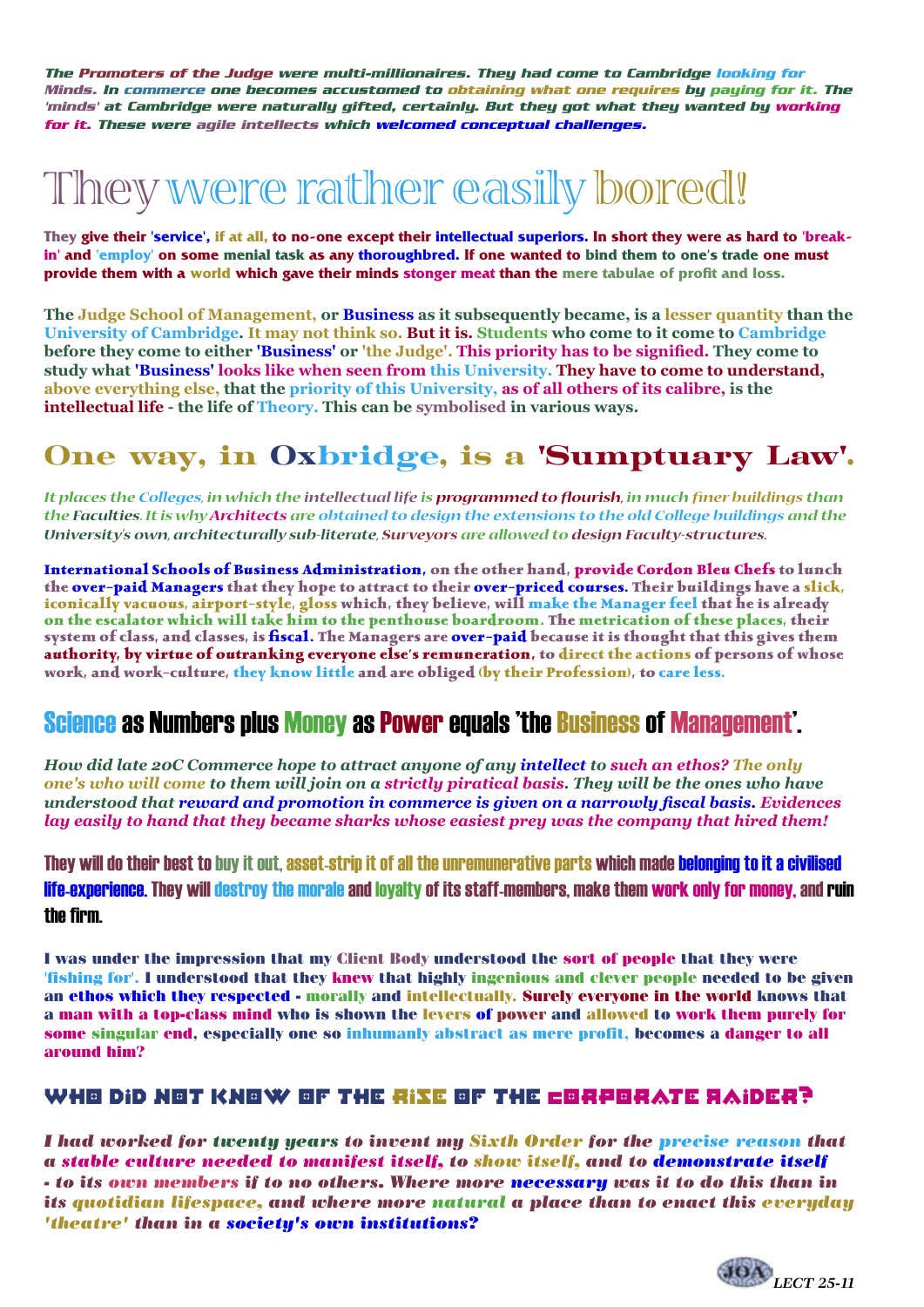***The Promoters of the Judge were multi-millionaires. They had come to Cambridge looking for Minds. In commerce one becomes accustomed to obtaining what one requires by paying for it. The 'minds' at Cambridge were naturally gifted, certainly. But they got what they wanted by working for it. These were agile intellects which welcomed conceptual challenges.***

# They were rather easily bored!

**They give their 'service', if at all, to no-one except their intellectual superiors. In short they were as hard to 'break-in' and 'employ' on some menial task as any thoroughbred. If one wanted to bind them to one's trade one must provide them with a world which gave their minds stonger meat than the mere tabulae of profit and loss.**

**The Judge School of Management, or Business as it subsequently became, is a lesser quantity than the University of Cambridge. It may not think so. But it is. Students who come to it come to Cambridge before they come to either 'Business' or 'the Judge'. This priority has to be signified. They come to study what 'Business' looks like when seen from this University. They have to come to understand, above everything else, that the priority of this University, as of all others of its calibre, is the intellectual life - the life of Theory. This can be symbolised in various ways.**

## One way, in Oxbridge, is a 'Sumptuary Law'.

*It places the Colleges, in which the intellectual life is programmed to flourish, in much finer buildings than the Faculties. It is why Architects are obtained to design the extensions to the old College buildings and the University's own, architecturally sub-literate, Surveyors are allowed to design Faculty-structures.*

**International Schools of Business Administration, on the other hand, provide Cordon Bleu Chefs to lunch the over-paid Managers that they hope to attract to their over-priced courses. Their buildings have a slick, iconically vacuous, airport-style, gloss which, they believe, will make the Manager feel that he is already on the escalator which will take him to the penthouse boardroom. The metrication of these places, their system of class, and classes, is fiscal. The Managers are over-paid because it is thought that this gives them authority, by virtue of outranking everyone else's remuneration, to direct the actions of persons of whose work, and work-culture, they know little and are obliged (by their Profession), to care less.**

## Science as Numbers plus Money as Power equals 'the Business of Management'.

***How did late 20C Commerce hope to attract anyone of any intellect to such an ethos? The only one's who will come to them will join on a strictly piratical basis. They will be the ones who have understood that reward and promotion in commerce is given on a narrowly fiscal basis. Evidences lay easily to hand that they became sharks whose easiest prey was the company that hired them!***

**They will do their best to buy it out, asset-strip it of all the unremunerative parts which made belonging to it a civilised life-experience. They will destroy the morale and loyalty of its staff-members, make them work only for money, and ruin the firm.**

**I was under the impression that my Client Body understood the sort of people that they were 'fishing for'. I understood that they knew that highly ingenious and clever people needed to be given an ethos which they respected - morally and intellectually. Surely everyone in the world knows that a man with a top-class mind who is shown the levers of power and allowed to work them purely for some singular end, especially one so inhumanly abstract as mere profit, becomes a danger to all around him?**

## WHO DID NOT KNOW OF THE RISE OF THE CORPORATE RAIDER?

***I had worked for twenty years to invent my Sixth Order for the precise reason that a stable culture needed to manifest itself, to show itself, and to demonstrate itself - to its own members if to no others. Where more necessary was it to do this than in its quotidian lifespace, and where more natural a place than to enact this everyday 'theatre' than in a society's own institutions?***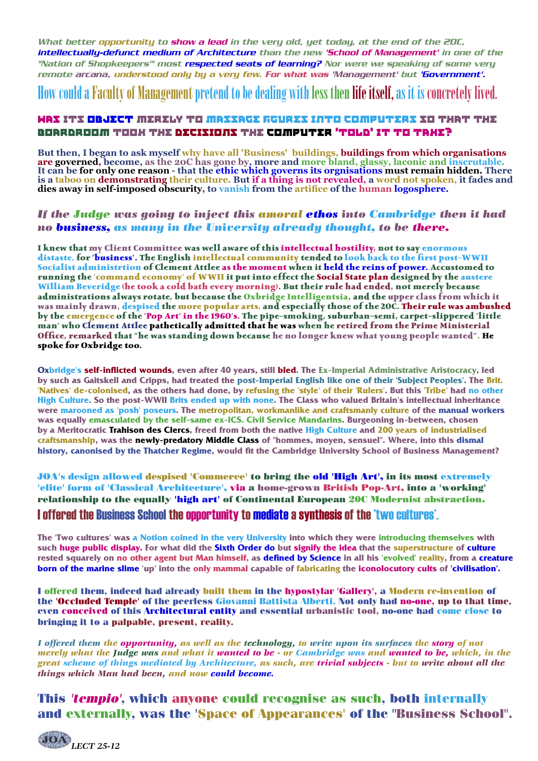*What better opportunity to show a lead in the very old, yet today, at the end of the 20C, intellectually-defunct medium of Architecture than the new 'School of Management' in one of the "Nation of Shopkeepers'" most respected seats of learning? Nor were we speaking of some very remote arcana, understood only by a very few. For what was 'Management' but 'Government'.*

## How could a Faculty of Management pretend to be dealing with less then life itself, as it is concretely lived.

### WAS ITS OBJECT MERELY TO MASSAGE FIGURES INTO COMPUTERS SO THAT THE BOARDROOM TOOK THE DECISIONS THE COMPUTER 'TOLD' IT TO TAKE?

**But then, I began to ask myself why have all 'Business' buildings, buildings from which organisations are governed, become, as the 20C has gone by, more and more bland, glassy, laconic and inscrutable. It can be for only one reason - that the ethic which governs its orgnisations must remain hidden. There is a taboo on demonstrating their culture. But if a thing is not revealed, a word not spoken, it fades and dies away in self-imposed obscurity, to vanish from the artifice of the human logosphere.**

***If the Judge was going to inject this amoral ethos into Cambridge then it had no business, as many in the University already thought, to be there.***

**I knew that my Client Committee was well aware of this intellectual hostility, not to say enormous distaste, for 'business'. The English intellectual community tended to look back to the first post-WWII Socialist administrtion of Clement Attlee as the moment when it held the reins of power. Accustomed to running the 'command economy' of WWII it put into effect the Social State plan designed by the austere William Beveridge (he took a cold bath every morning). But their rule had ended, not merely because administrations always rotate, but because the Oxbridge Intelligentsia, and the upper class from which it was mainly drawn, despised the more popular arts, and especially those of the 20C. Their rule was ambushed by the emergence of the 'Pop Art' in the 1960's. The pipe-smoking, suburban-semi, carpet-slippered 'little man' who Clement Attlee pathetically admitted that he was when he retired from the Prime Ministerial Office, remarked that "he was standing down because he no longer knew what young people wanted". He spoke for Oxbridge too.**

**Oxbridge's self-inflicted wounds, even after 40 years, still bled. The Ex-Imperial Administrative Aristocracy, led by such as Gaitskell and Cripps, had treated the post-Imperial English like one of their 'Subject Peoples'. The Brit. 'Natives' de-colonised, as the others had done, by refusing the 'style' of their 'Rulers'. But this 'Tribe' had no other High Culture. So the post-WWII Brits ended up with none. The Class who valued Britain's intellectual inheritance were marooned as 'posh' poseurs. The metropolitan, workmanlike and craftsmanly culture of the manual workers was equally emasculated by the self-same ex-ICS. Civil Service Mandarins. Burgeoning in-between, chosen by a Meritocratic Trahison des Clercs, freed from both the native High Culture and 200 years of industrialised craftsmanship, was the newly-predatory Middle Class of "hommes, moyen, sensuel". Where, into this dismal history, canonised by the Thatcher Regime, would fit the Cambridge University School of Business Management?**

**JOA's design allowed despised 'Commerce' to bring the old 'High Art', in its most extremely 'elite' form of 'Classical Architecture', via a home-grown British Pop-Art, into a 'working' relationship to the equally 'high art' of Continental European 20C Modernist abstraction.**

## I offered the Business School the opportunity to mediate a synthesis of the 'two cultures'.

**The 'Two cultures' was a Notion coined in the very University into which they were introducing themselves with such huge public display. For what did the Sixth Order do but signify the idea that the superstructure of culture rested squarely on no other agent but Man himself, as defined by Science in all his 'evolved' reality, from a creature born of the marine slime 'up' into the only mammal capable of fabricating the iconolocutory cults of 'civilisation'.**

**I offered them, indeed had already built them in the hypostylar 'Gallery', a Modern re-invention of the 'Occluded Temple' of the peerless Giovanni Battista Alberti. Not only had no-one, up to that time, even conceived of this Architectural entity and essential urbanistic tool, no-one had come close to bringing it to a palpable, present, reality.**

*I offered them the opportunity, as well as the technology, to write upon its surfaces the story of not merely what the Judge was and what it wanted to be - or Cambridge was and wanted to be, which, in the great scheme of things mediated by Architecture, as such, are trivial subjects - but to write about all the things which Man had been, and now could become.*

## This *'tempio'*, which anyone could recognise as such, both internally and externally, was the 'Space of Appearances' of the "Business School".

*LECT 25-12*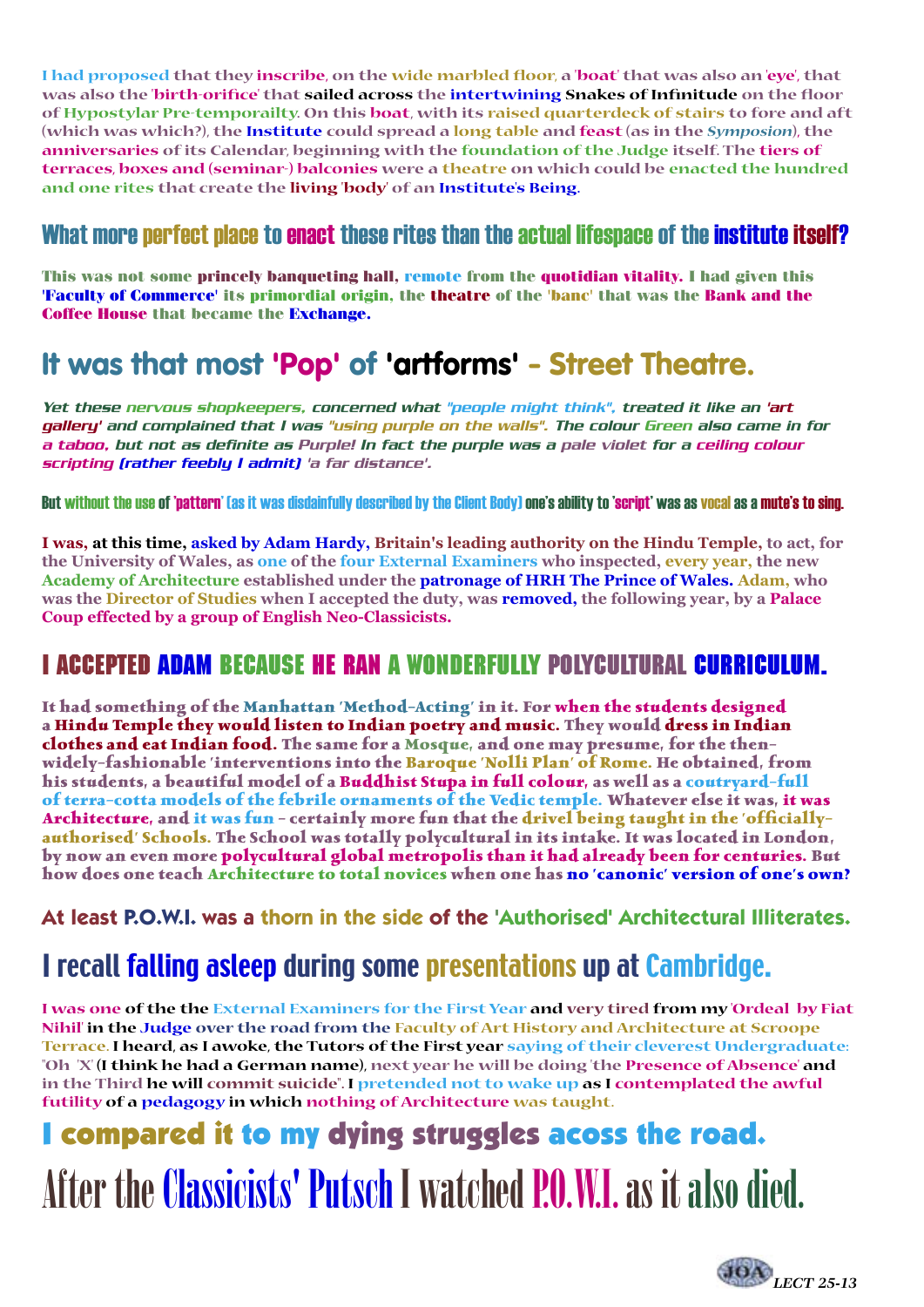I had proposed that they inscribe, on the wide marbled floor, a 'boat' that was also an 'eye', that was also the 'birth-orifice' that sailed across the intertwining Snakes of Infinitude on the floor of Hypostylar Pre-temporailty. On this boat, with its raised quarterdeck of stairs to fore and aft (which was which?), the Institute could spread a long table and feast (as in the *Symposion*), the anniversaries of its Calendar, beginning with the foundation of the Judge itself. The tiers of terraces, boxes and (seminar-) balconies were a theatre on which could be enacted the hundred and one rites that create the living 'body' of an Institute's Being.

## What more perfect place to enact these rites than the actual lifespace of the institute itself?

This was not some princely banqueting hall, remote from the quotidian vitality. I had given this 'Faculty of Commerce' its primordial origin, the theatre of the 'banc' that was the Bank and the Coffee House that became the Exchange.

## It was that most 'Pop' of 'artforms' - Street Theatre.

*Yet these nervous shopkeepers, concerned what "people might think", treated it like an 'art gallery' and complained that I was "using purple on the walls". The colour Green also came in for a taboo, but not as definite as Purple! In fact the purple was a pale violet for a ceiling colour scripting (rather feebly I admit) 'a far distance'.*

But without the use of 'pattern' (as it was disdainfully described by the Client Body) one's ability to 'script' was as vocal as a mute's to sing.

I was, at this time, asked by Adam Hardy, Britain's leading authority on the Hindu Temple, to act, for the University of Wales, as one of the four External Examiners who inspected, every year, the new Academy of Architecture established under the patronage of HRH The Prince of Wales. Adam, who was the Director of Studies when I accepted the duty, was removed, the following year, by a Palace Coup effected by a group of English Neo-Classicists.

## I ACCEPTED ADAM BECAUSE HE RAN A WONDERFULLY POLYCULTURAL CURRICULUM.

It had something of the Manhattan 'Method-Acting' in it. For when the students designed a Hindu Temple they would listen to Indian poetry and music. They would dress in Indian clothes and eat Indian food. The same for a Mosque, and one may presume, for the then-widely-fashionable 'interventions into the Baroque 'Nolli Plan' of Rome. He obtained, from his students, a beautiful model of a Buddhist Stupa in full colour, as well as a coutryard-full of terra-cotta models of the febrile ornaments of the Vedic temple. Whatever else it was, it was Architecture, and it was fun - certainly more fun that the drivel being taught in the 'officially-authorised' Schools. The School was totally polycultural in its intake. It was located in London, by now an even more polycultural global metropolis than it had already been for centuries. But how does one teach Architecture to total novices when one has no 'canonic' version of one's own?

At least P.O.W.I. was a thorn in the side of the 'Authorised' Architectural Illiterates.

## I recall falling asleep during some presentations up at Cambridge.

I was one of the the External Examiners for the First Year and very tired from my 'Ordeal by Fiat Nihil' in the Judge over the road from the Faculty of Art History and Architecture at Scroope Terrace. I heard, as I awoke, the Tutors of the First year saying of their cleverest Undergraduate: "Oh 'X' (I think he had a German name), next year he will be doing 'the Presence of Absence' and in the Third he will commit suicide". I pretended not to wake up as I contemplated the awful futility of a pedagogy in which nothing of Architecture was taught.

## I compared it to my dying struggles acoss the road.

# After the Classicists' Putsch I watched P.O.W.I. as it also died.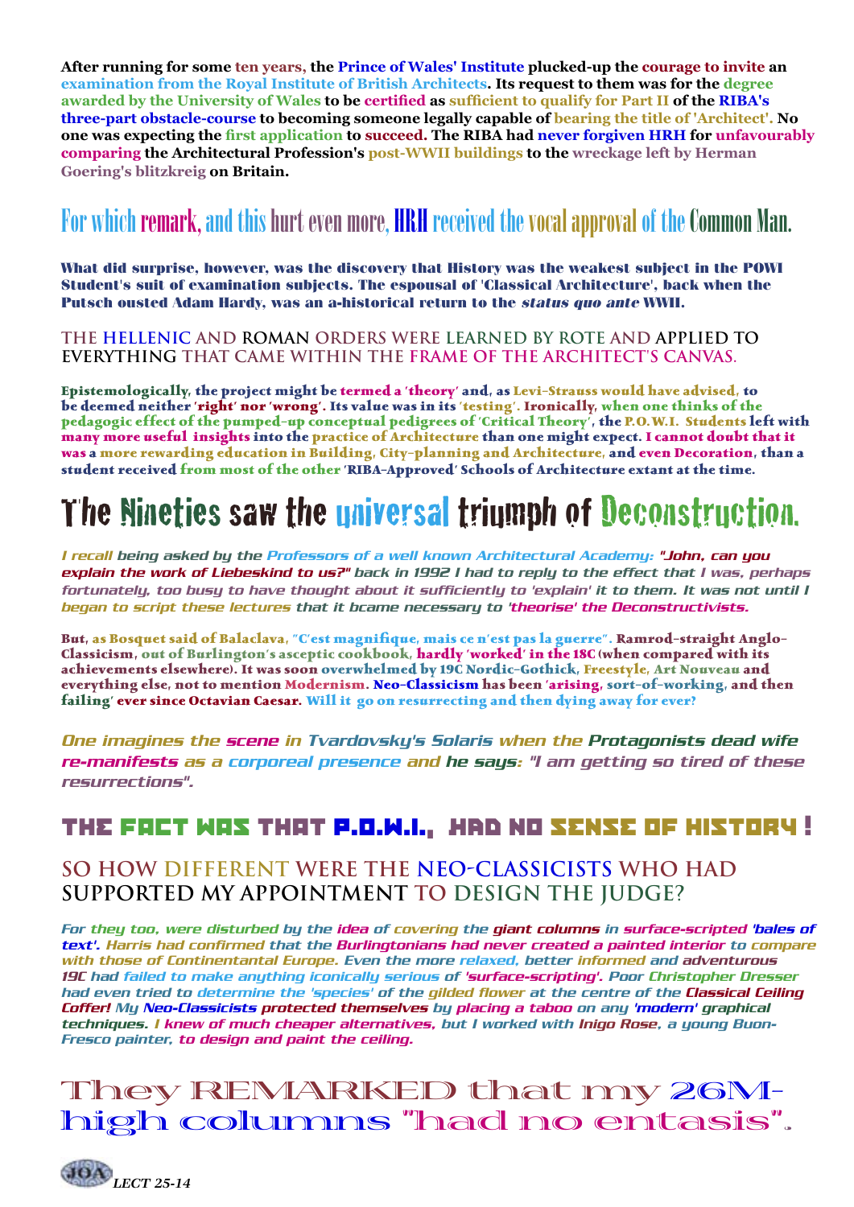**After running for some ten years, the Prince of Wales' Institute plucked-up the courage to invite an examination from the Royal Institute of British Architects. Its request to them was for the degree awarded by the University of Wales to be certified as sufficient to qualify for Part II of the RIBA's three-part obstacle-course to becoming someone legally capable of bearing the title of 'Architect'. No one was expecting the first application to succeed. The RIBA had never forgiven HRH for unfavourably comparing the Architectural Profession's post-WWII buildings to the wreckage left by Herman Goering's blitzkreig on Britain.**

## For which remark, and this hurt even more, HRH received the vocal approval of the Common Man.

**What did surprise, however, was the discovery that History was the weakest subject in the POWI Student's suit of examination subjects. The espousal of 'Classical Architecture', back when the Putsch ousted Adam Hardy, was an a-historical return to the *status quo ante* WWII.**

### THE HELLENIC AND ROMAN ORDERS WERE LEARNED BY ROTE AND APPLIED TO EVERYTHING THAT CAME WITHIN THE FRAME OF THE ARCHITECT'S CANVAS.

**Epistemologically, the project might be termed a 'theory' and, as Levi-Strauss would have advised, to be deemed neither 'right' nor 'wrong'. Its value was in its 'testing'. Ironically, when one thinks of the pedagogic effect of the pumped-up conceptual pedigrees of 'Critical Theory', the P.O.W.I. Students left with many more useful insights into the practice of Architecture than one might expect. I cannot doubt that it was a more rewarding education in Building, City-planning and Architecture, and even Decoration, than a student received from most of the other 'RIBA-Approved' Schools of Architecture extant at the time.**

# The Nineties saw the universal triumph of Deconstruction.

***I recall being asked by the Professors of a well known Architectural Academy: "John, can you explain the work of Liebeskind to us?" back in 1992 I had to reply to the effect that I was, perhaps fortunately, too busy to have thought about it sufficiently to 'explain' it to them. It was not until I began to script these lectures that it bcame necessary to 'theorise' the Deconstructivists.***

**But, as Bosquet said of Balaclava, "C'est magnifique, mais ce n'est pas la guerre". Ramrod-straight Anglo-Classicism, out of Burlington's asceptic cookbook, hardly 'worked' in the 18C (when compared with its achievements elsewhere). It was soon overwhelmed by 19C Nordic-Gothick, Freestyle, Art Nouveau and everything else, not to mention Modernism. Neo-Classicism has been 'arising, sort-of-working, and then failing' ever since Octavian Caesar. Will it go on resurrecting and then dying away for ever?**

***One imagines the scene in Tvardovsky's Solaris when the Protagonists dead wife re-manifests as a corporeal presence and he says: "I am getting so tired of these resurrections".***

## THE FACT WAS THAT P.O.W.I., HAD NO SENSE OF HISTORY!

### SO HOW DIFFERENT WERE THE NEO-CLASSICISTS WHO HAD SUPPORTED MY APPOINTMENT TO DESIGN THE JUDGE?

***For they too, were disturbed by the idea of covering the giant columns in surface-scripted 'bales of text'. Harris had confirmed that the Burlingtonians had never created a painted interior to compare with those of Continentantal Europe. Even the more relaxed, better informed and adventurous 19C had failed to make anything iconically serious of 'surface-scripting'. Poor Christopher Dresser had even tried to determine the 'species' of the gilded flower at the centre of the Classical Ceiling Coffer! My Neo-Classicists protected themselves by placing a taboo on any 'modern' graphical techniques. I knew of much cheaper alternatives, but I worked with Inigo Rose, a young Buon-Fresco painter, to design and paint the ceiling.***

# They REMARKED that my 26M-high columns "had no entasis".

*LECT 25-14*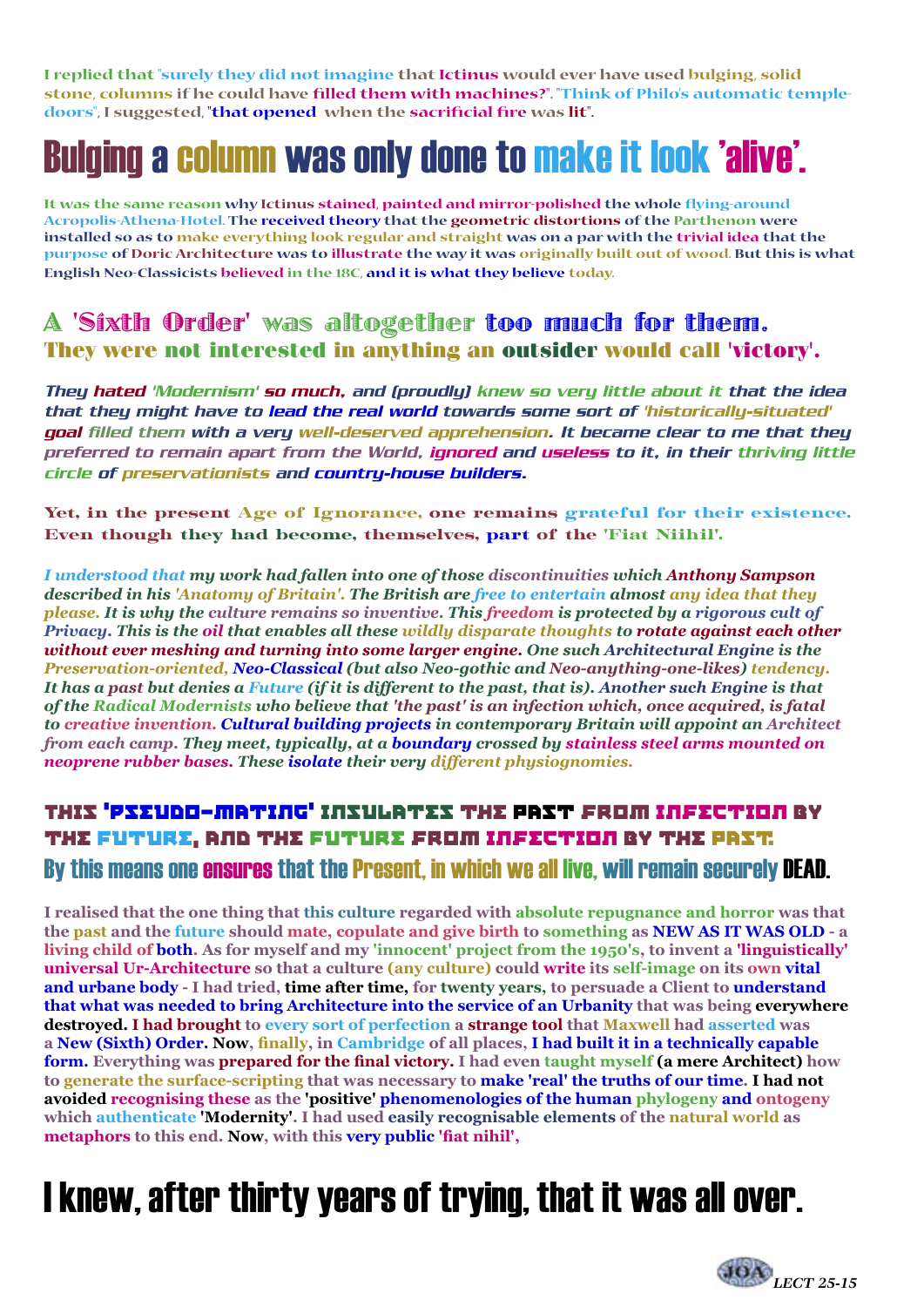I replied that "surely they did not imagine that Ictinus would ever have used bulging, solid stone, columns if he could have filled them with machines?". "Think of Philo's automatic temple-doors", I suggested, "that opened when the sacrificial fire was lit".

# Bulging a column was only done to make it look 'alive'.

It was the same reason why Ictinus stained, painted and mirror-polished the whole flying-around Acropolis-Athena-Hotel. The received theory that the geometric distortions of the Parthenon were installed so as to make everything look regular and straight was on a par with the trivial idea that the purpose of Doric Architecture was to illustrate the way it was originally built out of wood. But this is what English Neo-Classicists believed in the 18C, and it is what they believe today.

## A 'Sixth Order' was altogether too much for them. They were not interested in anything an outsider would call 'victory'.

*They hated 'Modernism' so much, and (proudly) knew so very little about it that the idea that they might have to lead the real world towards some sort of 'historically-situated' goal filled them with a very well-deserved apprehension. It became clear to me that they preferred to remain apart from the World, ignored and useless to it, in their thriving little circle of preservationists and country-house builders.*

**Yet, in the present Age of Ignorance, one remains grateful for their existence. Even though they had become, themselves, part of the 'Fiat Niihil'.**

***I understood that my work had fallen into one of those discontinuities which Anthony Sampson described in his 'Anatomy of Britain'. The British are free to entertain almost any idea that they please. It is why the culture remains so inventive. This freedom is protected by a rigorous cult of Privacy. This is the oil that enables all these wildly disparate thoughts to rotate against each other without ever meshing and turning into some larger engine. One such Architectural Engine is the Preservation-oriented, Neo-Classical (but also Neo-gothic and Neo-anything-one-likes) tendency. It has a past but denies a Future (if it is different to the past, that is). Another such Engine is that of the Radical Modernists who believe that 'the past' is an infection which, once acquired, is fatal to creative invention. Cultural building projects in contemporary Britain will appoint an Architect from each camp. They meet, typically, at a boundary crossed by stainless steel arms mounted on neoprene rubber bases. These isolate their very different physiognomies.***

## THIS 'PSEUDO-MATING' INSULATES THE PAST FROM INFECTION BY THE FUTURE, AND THE FUTURE FROM INFECTION BY THE PAST.

## By this means one ensures that the Present, in which we all live, will remain securely DEAD.

**I realised that the one thing that this culture regarded with absolute repugnance and horror was that the past and the future should mate, copulate and give birth to something as NEW AS IT WAS OLD - a living child of both. As for myself and my 'innocent' project from the 1950's, to invent a 'linguistically' universal Ur-Architecture so that a culture (any culture) could write its self-image on its own vital and urbane body - I had tried, time after time, for twenty years, to persuade a Client to understand that what was needed to bring Architecture into the service of an Urbanity that was being everywhere destroyed. I had brought to every sort of perfection a strange tool that Maxwell had asserted was a New (Sixth) Order. Now, finally, in Cambridge of all places, I had built it in a technically capable form. Everything was prepared for the final victory. I had even taught myself (a mere Architect) how to generate the surface-scripting that was necessary to make 'real' the truths of our time. I had not avoided recognising these as the 'positive' phenomenologies of the human phylogeny and ontogeny which authenticate 'Modernity'. I had used easily recognisable elements of the natural world as metaphors to this end. Now, with this very public 'fiat nihil',**

# I knew, after thirty years of trying, that it was all over.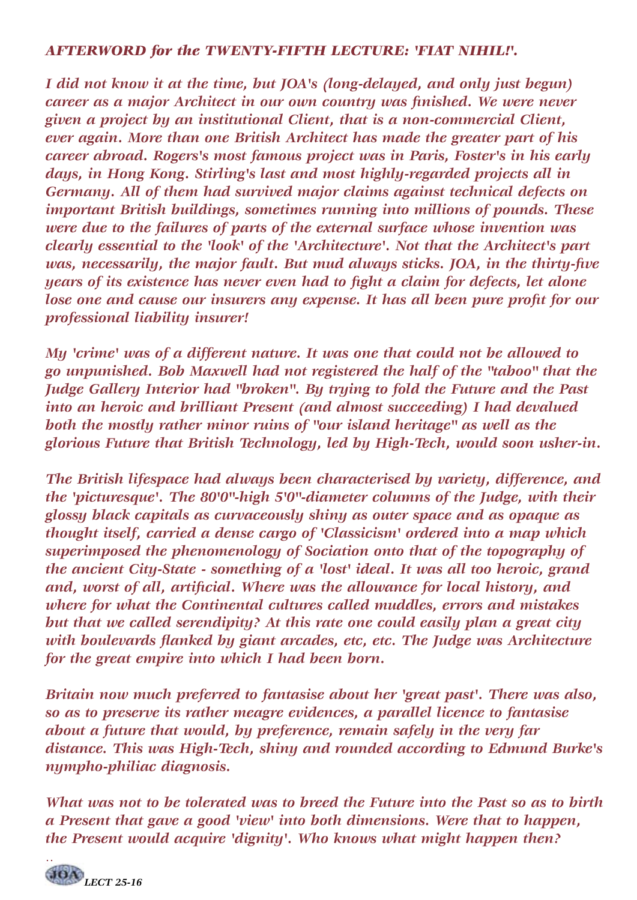***AFTERWORD for the TWENTY-FIFTH LECTURE: 'FIAT NIHIL!'.***

*I did not know it at the time, but JOA's (long-delayed, and only just begun) career as a major Architect in our own country was finished. We were never given a project by an institutional Client, that is a non-commercial Client, ever again. More than one British Architect has made the greater part of his career abroad. Rogers's most famous project was in Paris, Foster's in his early days, in Hong Kong. Stirling's last and most highly-regarded projects all in Germany. All of them had survived major claims against technical defects on important British buildings, sometimes running into millions of pounds. These were due to the failures of parts of the external surface whose invention was clearly essential to the 'look' of the 'Architecture'. Not that the Architect's part was, necessarily, the major fault. But mud always sticks. JOA, in the thirty-five years of its existence has never even had to fight a claim for defects, let alone lose one and cause our insurers any expense. It has all been pure profit for our professional liability insurer!*

*My 'crime' was of a different nature. It was one that could not be allowed to go unpunished. Bob Maxwell had not registered the half of the "taboo" that the Judge Gallery Interior had "broken". By trying to fold the Future and the Past into an heroic and brilliant Present (and almost succeeding) I had devalued both the mostly rather minor ruins of "our island heritage" as well as the glorious Future that British Technology, led by High-Tech, would soon usher-in.*

*The British lifespace had always been characterised by variety, difference, and the 'picturesque'. The 80'0"-high 5'0"-diameter columns of the Judge, with their glossy black capitals as curvaceously shiny as outer space and as opaque as thought itself, carried a dense cargo of 'Classicism' ordered into a map which superimposed the phenomenology of Sociation onto that of the topography of the ancient City-State - something of a 'lost' ideal. It was all too heroic, grand and, worst of all, artificial. Where was the allowance for local history, and where for what the Continental cultures called muddles, errors and mistakes but that we called serendipity? At this rate one could easily plan a great city with boulevards flanked by giant arcades, etc, etc. The Judge was Architecture for the great empire into which I had been born.*

*Britain now much preferred to fantasise about her 'great past'. There was also, so as to preserve its rather meagre evidences, a parallel licence to fantasise about a future that would, by preference, remain safely in the very far distance. This was High-Tech, shiny and rounded according to Edmund Burke's nympho-philiac diagnosis.*

*What was not to be tolerated was to breed the Future into the Past so as to birth a Present that gave a good 'view' into both dimensions. Were that to happen, the Present would acquire 'dignity'. Who knows what might happen then?*